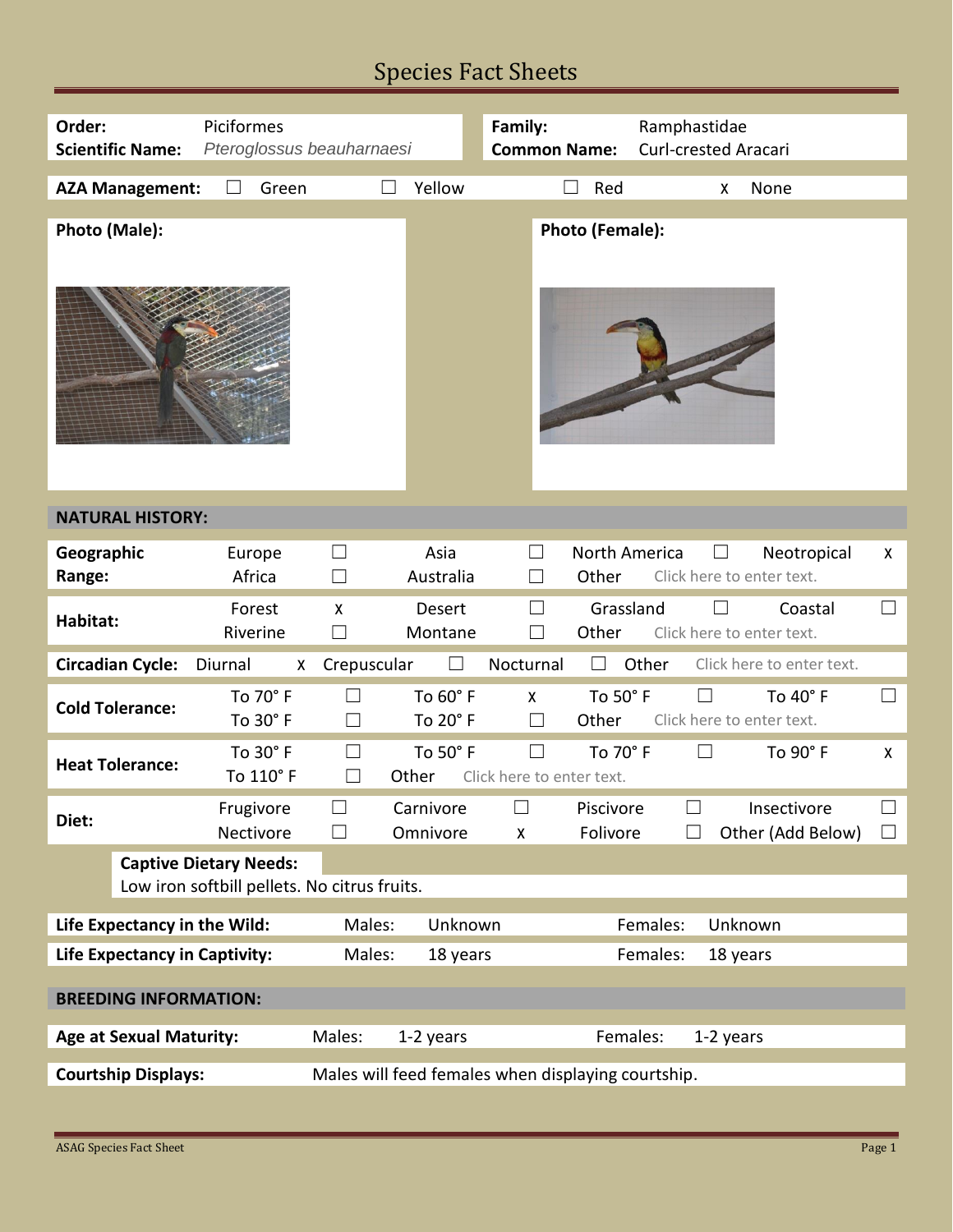# Species Fact Sheets

| | | | |
|---|---|---|---|
| **Order:** | Piciformes | **Family:** | Ramphastidae |
| **Scientific Name:** | *Pteroglossus beauharnaesi* | **Common Name:** | Curl-crested Aracari |

**AZA Management:** ☐ Green ☐ Yellow ☐ Red x None

**Photo (Male):**

**Photo (Female):**

## NATURAL HISTORY:

| | | | | | | | | |
|---|---|---|---|---|---|---|---|---|
| **Geographic Range:** | Europe | ☐ | Asia | ☐ | North America | ☐ | Neotropical | x |
| | Africa | ☐ | Australia | ☐ | Other | Click here to enter text. | | |
| **Habitat:** | Forest | x | Desert | ☐ | Grassland | ☐ | Coastal | ☐ |
| | Riverine | ☐ | Montane | ☐ | Other | Click here to enter text. | | |
| **Circadian Cycle:** | Diurnal | x | Crepuscular | ☐ | Nocturnal | ☐ | Other | Click here to enter text. |
| **Cold Tolerance:** | To 70° F | ☐ | To 60° F | x | To 50° F | ☐ | To 40° F | ☐ |
| | To 30° F | ☐ | To 20° F | ☐ | Other | Click here to enter text. | | |
| **Heat Tolerance:** | To 30° F | ☐ | To 50° F | ☐ | To 70° F | ☐ | To 90° F | x |
| | To 110° F | ☐ | Other | Click here to enter text. | | | | |
| **Diet:** | Frugivore | ☐ | Carnivore | ☐ | Piscivore | ☐ | Insectivore | ☐ |
| | Nectivore | ☐ | Omnivore | x | Folivore | ☐ | Other (Add Below) | ☐ |

**Captive Dietary Needs:**
Low iron softbill pellets. No citrus fruits.

| | | | | |
|---|---|---|---|---|
| **Life Expectancy in the Wild:** | Males: | Unknown | Females: | Unknown |
| **Life Expectancy in Captivity:** | Males: | 18 years | Females: | 18 years |

## BREEDING INFORMATION:

| | | | | |
|---|---|---|---|---|
| **Age at Sexual Maturity:** | Males: | 1-2 years | Females: | 1-2 years |

**Courtship Displays:** Males will feed females when displaying courtship.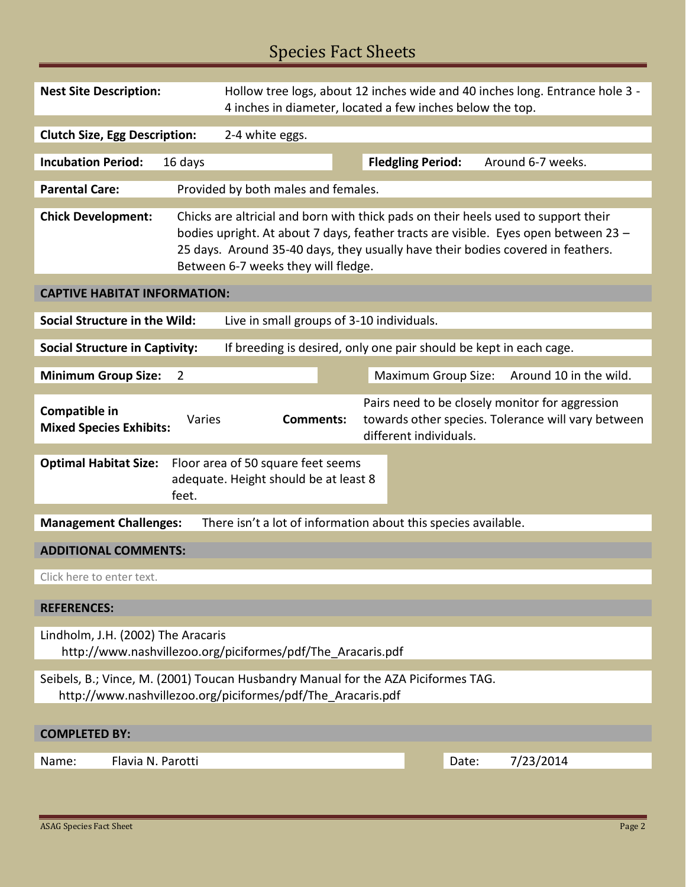# Species Fact Sheets

**Nest Site Description:** Hollow tree logs, about 12 inches wide and 40 inches long. Entrance hole 3 - 4 inches in diameter, located a few inches below the top.

**Clutch Size, Egg Description:** 2-4 white eggs.

**Incubation Period:** 16 days

**Fledgling Period:** Around 6-7 weeks.

**Parental Care:** Provided by both males and females.

**Chick Development:** Chicks are altricial and born with thick pads on their heels used to support their bodies upright. At about 7 days, feather tracts are visible. Eyes open between 23 – 25 days. Around 35-40 days, they usually have their bodies covered in feathers. Between 6-7 weeks they will fledge.

## CAPTIVE HABITAT INFORMATION:

**Social Structure in the Wild:** Live in small groups of 3-10 individuals.

**Social Structure in Captivity:** If breeding is desired, only one pair should be kept in each cage.

**Minimum Group Size:** 2

Maximum Group Size: Around 10 in the wild.

**Compatible in Mixed Species Exhibits:** Varies

**Comments:** Pairs need to be closely monitor for aggression towards other species. Tolerance will vary between different individuals.

**Optimal Habitat Size:** Floor area of 50 square feet seems adequate. Height should be at least 8 feet.

**Management Challenges:** There isn't a lot of information about this species available.

## ADDITIONAL COMMENTS:

Click here to enter text.

## REFERENCES:

Lindholm, J.H. (2002) The Aracaris
http://www.nashvillezoo.org/piciformes/pdf/The_Aracaris.pdf

Seibels, B.; Vince, M. (2001) Toucan Husbandry Manual for the AZA Piciformes TAG.
http://www.nashvillezoo.org/piciformes/pdf/The_Aracaris.pdf

## COMPLETED BY:

Name: Flavia N. Parotti

Date: 7/23/2014